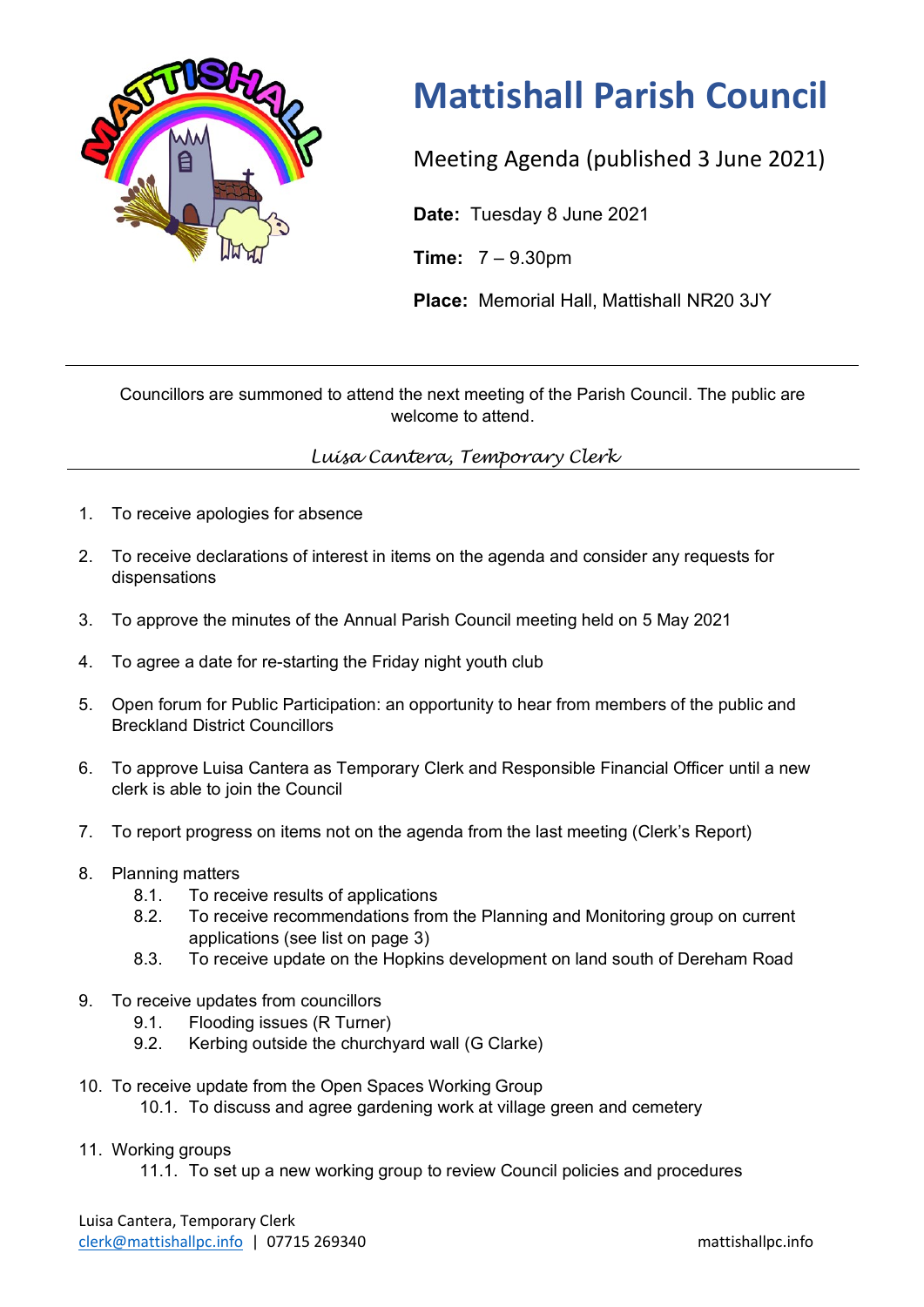# Mattishall Parish Council

Meeting Agenda (published 3 June 2021)

**Date:** Tuesday 8 June 2021

**Time:** 7 – 9.30pm

**Place:** Memorial Hall, Mattishall NR20 3JY

---

Councillors are summoned to attend the next meeting of the Parish Council. The public are welcome to attend.

*Luisa Cantera, Temporary Clerk*

---

1. To receive apologies for absence
2. To receive declarations of interest in items on the agenda and consider any requests for dispensations
3. To approve the minutes of the Annual Parish Council meeting held on 5 May 2021
4. To agree a date for re-starting the Friday night youth club
5. Open forum for Public Participation: an opportunity to hear from members of the public and Breckland District Councillors
6. To approve Luisa Cantera as Temporary Clerk and Responsible Financial Officer until a new clerk is able to join the Council
7. To report progress on items not on the agenda from the last meeting (Clerk's Report)
8. Planning matters
   - 8.1. To receive results of applications
   - 8.2. To receive recommendations from the Planning and Monitoring group on current applications (see list on page 3)
   - 8.3. To receive update on the Hopkins development on land south of Dereham Road
9. To receive updates from councillors
   - 9.1. Flooding issues (R Turner)
   - 9.2. Kerbing outside the churchyard wall (G Clarke)
10. To receive update from the Open Spaces Working Group
    - 10.1. To discuss and agree gardening work at village green and cemetery
11. Working groups
    - 11.1. To set up a new working group to review Council policies and procedures

Luisa Cantera, Temporary Clerk
clerk@mattishallpc.info | 07715 269340 mattishallpc.info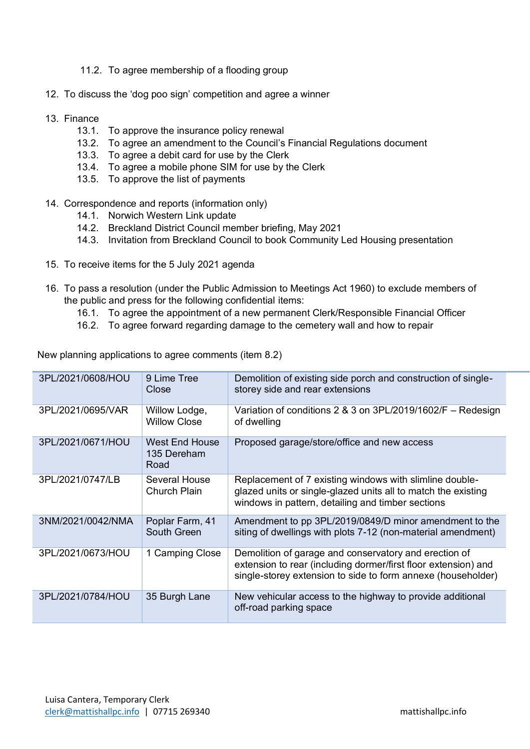11.2. To agree membership of a flooding group

12. To discuss the 'dog poo sign' competition and agree a winner

13. Finance
    - 13.1. To approve the insurance policy renewal
    - 13.2. To agree an amendment to the Council's Financial Regulations document
    - 13.3. To agree a debit card for use by the Clerk
    - 13.4. To agree a mobile phone SIM for use by the Clerk
    - 13.5. To approve the list of payments

14. Correspondence and reports (information only)
    - 14.1. Norwich Western Link update
    - 14.2. Breckland District Council member briefing, May 2021
    - 14.3. Invitation from Breckland Council to book Community Led Housing presentation

15. To receive items for the 5 July 2021 agenda

16. To pass a resolution (under the Public Admission to Meetings Act 1960) to exclude members of the public and press for the following confidential items:
    - 16.1. To agree the appointment of a new permanent Clerk/Responsible Financial Officer
    - 16.2. To agree forward regarding damage to the cemetery wall and how to repair

New planning applications to agree comments (item 8.2)

| | | |
|---|---|---|
| 3PL/2021/0608/HOU | 9 Lime Tree Close | Demolition of existing side porch and construction of single-storey side and rear extensions |
| 3PL/2021/0695/VAR | Willow Lodge, Willow Close | Variation of conditions 2 & 3 on 3PL/2019/1602/F – Redesign of dwelling |
| 3PL/2021/0671/HOU | West End House 135 Dereham Road | Proposed garage/store/office and new access |
| 3PL/2021/0747/LB | Several House Church Plain | Replacement of 7 existing windows with slimline double-glazed units or single-glazed units all to match the existing windows in pattern, detailing and timber sections |
| 3NM/2021/0042/NMA | Poplar Farm, 41 South Green | Amendment to pp 3PL/2019/0849/D minor amendment to the siting of dwellings with plots 7-12 (non-material amendment) |
| 3PL/2021/0673/HOU | 1 Camping Close | Demolition of garage and conservatory and erection of extension to rear (including dormer/first floor extension) and single-storey extension to side to form annexe (householder) |
| 3PL/2021/0784/HOU | 35 Burgh Lane | New vehicular access to the highway to provide additional off-road parking space |